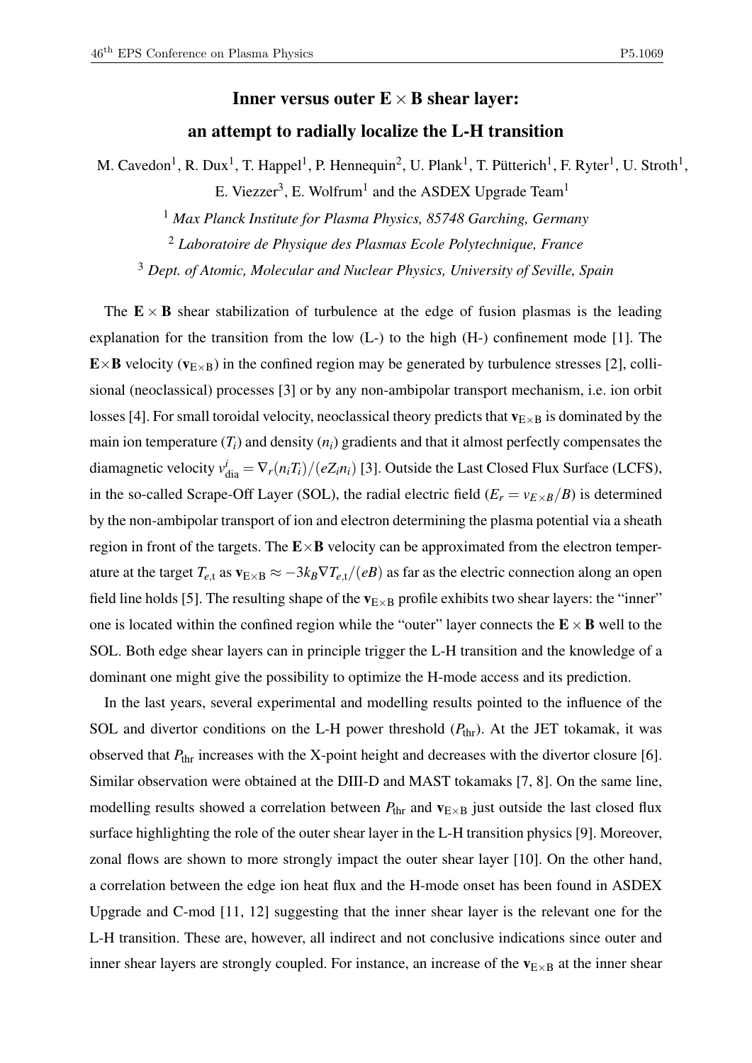# Inner versus outer E × B shear layer: an attempt to radially localize the L-H transition

M. Cavedon[1], R. Dux[1], T. Happel[1], P. Hennequin[2], U. Plank[1], T. Pütterich[1], F. Ryter[1], U. Stroth[1], E. Viezzer[3], E. Wolfrum[1] and the ASDEX Upgrade Team[1]

[1] *Max Planck Institute for Plasma Physics, 85748 Garching, Germany*

[2] *Laboratoire de Physique des Plasmas Ecole Polytechnique, France*

[3] *Dept. of Atomic, Molecular and Nuclear Physics, University of Seville, Spain*

The $\mathbf{E} \times \mathbf{B}$ shear stabilization of turbulence at the edge of fusion plasmas is the leading explanation for the transition from the low (L-) to the high (H-) confinement mode [1]. The $\mathbf{E}\times\mathbf{B}$ velocity ($\mathbf{v}_{\mathrm{E}\times\mathrm{B}}$) in the confined region may be generated by turbulence stresses [2], collisional (neoclassical) processes [3] or by any non-ambipolar transport mechanism, i.e. ion orbit losses [4]. For small toroidal velocity, neoclassical theory predicts that $\mathbf{v}_{\mathrm{E}\times\mathrm{B}}$ is dominated by the main ion temperature ($T_i$) and density ($n_i$) gradients and that it almost perfectly compensates the diamagnetic velocity $v^i_{\mathrm{dia}} = \nabla_r(n_i T_i)/(eZ_i n_i)$ [3]. Outside the Last Closed Flux Surface (LCFS), in the so-called Scrape-Off Layer (SOL), the radial electric field ($E_r = v_{E\times B}/B$) is determined by the non-ambipolar transport of ion and electron determining the plasma potential via a sheath region in front of the targets. The $\mathbf{E}\times\mathbf{B}$ velocity can be approximated from the electron temperature at the target $T_{e,\mathrm{t}}$ as $\mathbf{v}_{\mathrm{E}\times\mathrm{B}} \approx -3k_B \nabla T_{e,\mathrm{t}}/(eB)$ as far as the electric connection along an open field line holds [5]. The resulting shape of the $\mathbf{v}_{\mathrm{E}\times\mathrm{B}}$ profile exhibits two shear layers: the "inner" one is located within the confined region while the "outer" layer connects the $\mathbf{E} \times \mathbf{B}$ well to the SOL. Both edge shear layers can in principle trigger the L-H transition and the knowledge of a dominant one might give the possibility to optimize the H-mode access and its prediction.

In the last years, several experimental and modelling results pointed to the influence of the SOL and divertor conditions on the L-H power threshold ($P_{\mathrm{thr}}$). At the JET tokamak, it was observed that $P_{\mathrm{thr}}$ increases with the X-point height and decreases with the divertor closure [6]. Similar observation were obtained at the DIII-D and MAST tokamaks [7, 8]. On the same line, modelling results showed a correlation between $P_{\mathrm{thr}}$ and $\mathbf{v}_{\mathrm{E}\times\mathrm{B}}$ just outside the last closed flux surface highlighting the role of the outer shear layer in the L-H transition physics [9]. Moreover, zonal flows are shown to more strongly impact the outer shear layer [10]. On the other hand, a correlation between the edge ion heat flux and the H-mode onset has been found in ASDEX Upgrade and C-mod [11, 12] suggesting that the inner shear layer is the relevant one for the L-H transition. These are, however, all indirect and not conclusive indications since outer and inner shear layers are strongly coupled. For instance, an increase of the $\mathbf{v}_{\mathrm{E}\times\mathrm{B}}$ at the inner shear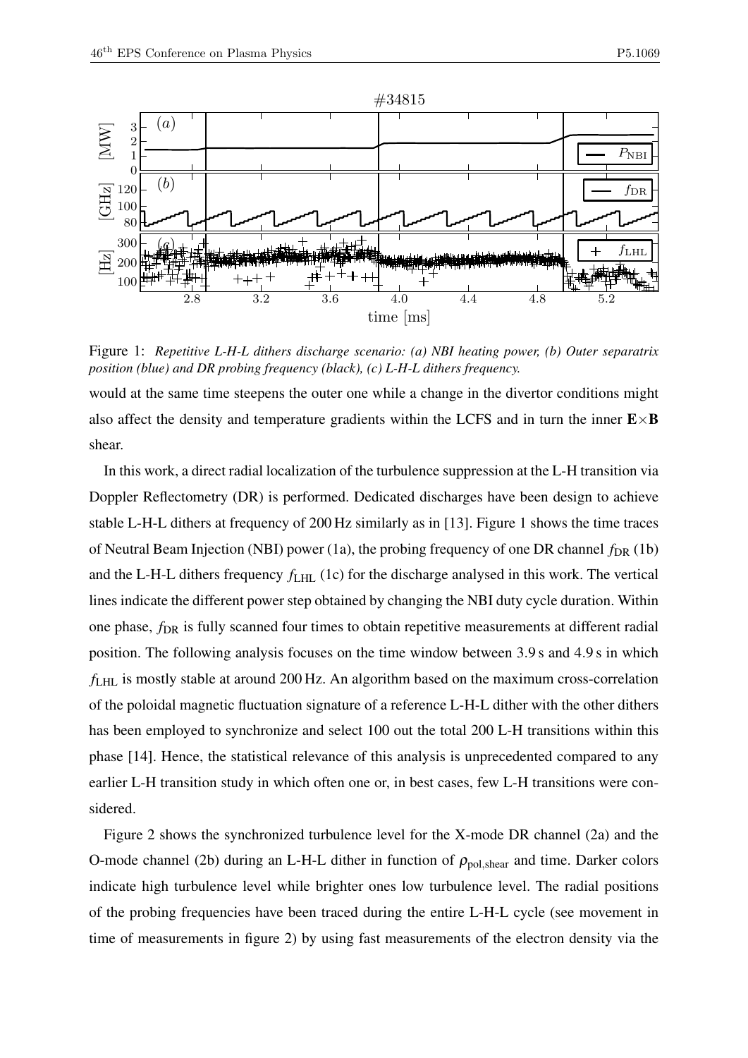Figure 1: *Repetitive L-H-L dithers discharge scenario: (a) NBI heating power, (b) Outer separatrix position (blue) and DR probing frequency (black), (c) L-H-L dithers frequency.*

would at the same time steepens the outer one while a change in the divertor conditions might also affect the density and temperature gradients within the LCFS and in turn the inner $\mathbf{E}\times\mathbf{B}$ shear.

In this work, a direct radial localization of the turbulence suppression at the L-H transition via Doppler Reflectometry (DR) is performed. Dedicated discharges have been design to achieve stable L-H-L dithers at frequency of 200 Hz similarly as in [13]. Figure 1 shows the time traces of Neutral Beam Injection (NBI) power (1a), the probing frequency of one DR channel $f_{\mathrm{DR}}$ (1b) and the L-H-L dithers frequency $f_{\mathrm{LHL}}$ (1c) for the discharge analysed in this work. The vertical lines indicate the different power step obtained by changing the NBI duty cycle duration. Within one phase, $f_{\mathrm{DR}}$ is fully scanned four times to obtain repetitive measurements at different radial position. The following analysis focuses on the time window between 3.9 s and 4.9 s in which $f_{\mathrm{LHL}}$ is mostly stable at around 200 Hz. An algorithm based on the maximum cross-correlation of the poloidal magnetic fluctuation signature of a reference L-H-L dither with the other dithers has been employed to synchronize and select 100 out the total 200 L-H transitions within this phase [14]. Hence, the statistical relevance of this analysis is unprecedented compared to any earlier L-H transition study in which often one or, in best cases, few L-H transitions were considered.

Figure 2 shows the synchronized turbulence level for the X-mode DR channel (2a) and the O-mode channel (2b) during an L-H-L dither in function of $\rho_{\mathrm{pol,shear}}$ and time. Darker colors indicate high turbulence level while brighter ones low turbulence level. The radial positions of the probing frequencies have been traced during the entire L-H-L cycle (see movement in time of measurements in figure 2) by using fast measurements of the electron density via the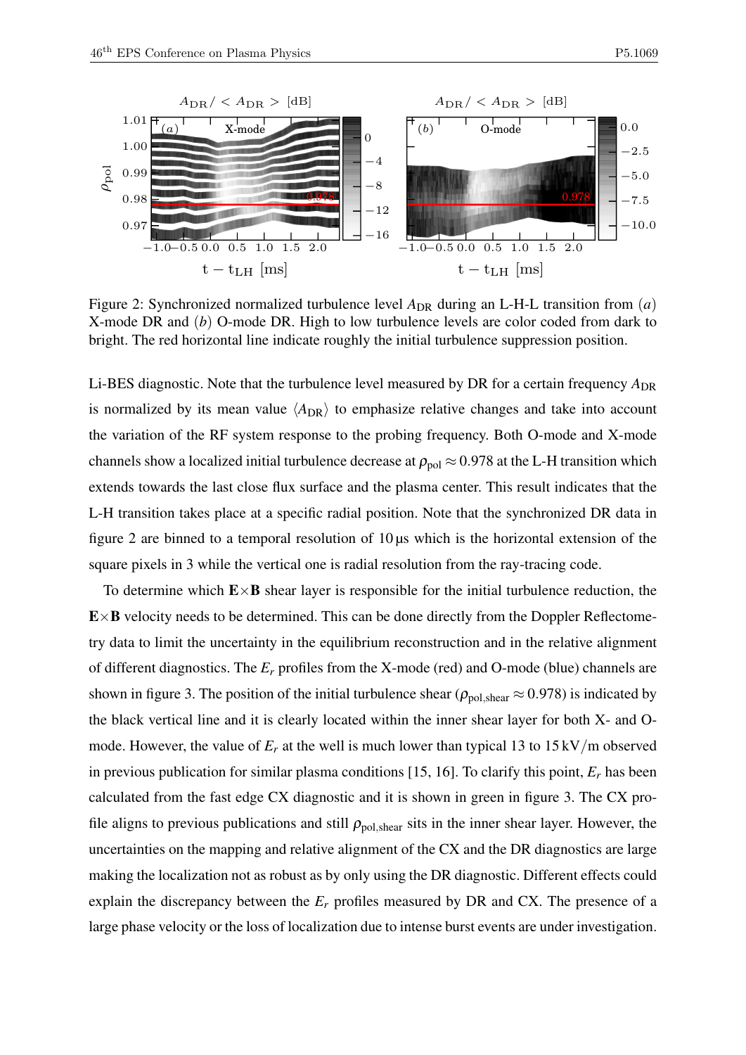Figure 2: Synchronized normalized turbulence level $A_{DR}$ during an L-H-L transition from $(a)$ X-mode DR and $(b)$ O-mode DR. High to low turbulence levels are color coded from dark to bright. The red horizontal line indicate roughly the initial turbulence suppression position.

Li-BES diagnostic. Note that the turbulence level measured by DR for a certain frequency $A_{DR}$ is normalized by its mean value $\langle A_{DR} \rangle$ to emphasize relative changes and take into account the variation of the RF system response to the probing frequency. Both O-mode and X-mode channels show a localized initial turbulence decrease at $\rho_{pol} \approx 0.978$ at the L-H transition which extends towards the last close flux surface and the plasma center. This result indicates that the L-H transition takes place at a specific radial position. Note that the synchronized DR data in figure 2 are binned to a temporal resolution of 10 µs which is the horizontal extension of the square pixels in 3 while the vertical one is radial resolution from the ray-tracing code.

To determine which **E**×**B** shear layer is responsible for the initial turbulence reduction, the **E**×**B** velocity needs to be determined. This can be done directly from the Doppler Reflectometry data to limit the uncertainty in the equilibrium reconstruction and in the relative alignment of different diagnostics. The $E_r$ profiles from the X-mode (red) and O-mode (blue) channels are shown in figure 3. The position of the initial turbulence shear ($\rho_{pol,shear} \approx 0.978$) is indicated by the black vertical line and it is clearly located within the inner shear layer for both X- and O-mode. However, the value of $E_r$ at the well is much lower than typical 13 to 15 kV/m observed in previous publication for similar plasma conditions [15, 16]. To clarify this point, $E_r$ has been calculated from the fast edge CX diagnostic and it is shown in green in figure 3. The CX profile aligns to previous publications and still $\rho_{pol,shear}$ sits in the inner shear layer. However, the uncertainties on the mapping and relative alignment of the CX and the DR diagnostics are large making the localization not as robust as by only using the DR diagnostic. Different effects could explain the discrepancy between the $E_r$ profiles measured by DR and CX. The presence of a large phase velocity or the loss of localization due to intense burst events are under investigation.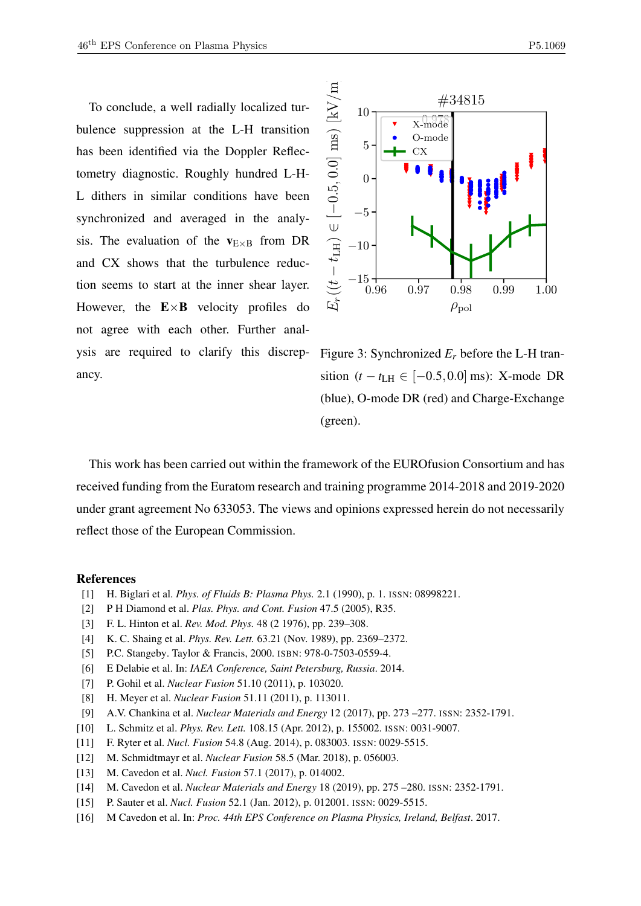To conclude, a well radially localized turbulence suppression at the L-H transition has been identified via the Doppler Reflectometry diagnostic. Roughly hundred L-H-L dithers in similar conditions have been synchronized and averaged in the analysis. The evaluation of the $\mathbf{v}_{E\times B}$ from DR and CX shows that the turbulence reduction seems to start at the inner shear layer. However, the $\mathbf{E}\times\mathbf{B}$ velocity profiles do not agree with each other. Further analysis are required to clarify this discrepancy.

#34815

$E_r((t - t_{LH}) \in [-0.5, 0.0]$ ms) [kV/m]

10
5
0
−5
−10
−15

0.96 0.97 0.98 0.99 1.00

$\rho_{pol}$

X-mode
O-mode
CX

Figure 3: Synchronized $E_r$ before the L-H transition ($t - t_{LH} \in [-0.5, 0.0]$ ms): X-mode DR (blue), O-mode DR (red) and Charge-Exchange (green).

This work has been carried out within the framework of the EUROfusion Consortium and has received funding from the Euratom research and training programme 2014-2018 and 2019-2020 under grant agreement No 633053. The views and opinions expressed herein do not necessarily reflect those of the European Commission.

## References

[1] H. Biglari et al. *Phys. of Fluids B: Plasma Phys.* 2.1 (1990), p. 1. ISSN: 08998221.
[2] P H Diamond et al. *Plas. Phys. and Cont. Fusion* 47.5 (2005), R35.
[3] F. L. Hinton et al. *Rev. Mod. Phys.* 48 (2 1976), pp. 239–308.
[4] K. C. Shaing et al. *Phys. Rev. Lett.* 63.21 (Nov. 1989), pp. 2369–2372.
[5] P.C. Stangeby. Taylor & Francis, 2000. ISBN: 978-0-7503-0559-4.
[6] E Delabie et al. In: *IAEA Conference, Saint Petersburg, Russia*. 2014.
[7] P. Gohil et al. *Nuclear Fusion* 51.10 (2011), p. 103020.
[8] H. Meyer et al. *Nuclear Fusion* 51.11 (2011), p. 113011.
[9] A.V. Chankina et al. *Nuclear Materials and Energy* 12 (2017), pp. 273 –277. ISSN: 2352-1791.
[10] L. Schmitz et al. *Phys. Rev. Lett.* 108.15 (Apr. 2012), p. 155002. ISSN: 0031-9007.
[11] F. Ryter et al. *Nucl. Fusion* 54.8 (Aug. 2014), p. 083003. ISSN: 0029-5515.
[12] M. Schmidtmayr et al. *Nuclear Fusion* 58.5 (Mar. 2018), p. 056003.
[13] M. Cavedon et al. *Nucl. Fusion* 57.1 (2017), p. 014002.
[14] M. Cavedon et al. *Nuclear Materials and Energy* 18 (2019), pp. 275 –280. ISSN: 2352-1791.
[15] P. Sauter et al. *Nucl. Fusion* 52.1 (Jan. 2012), p. 012001. ISSN: 0029-5515.
[16] M Cavedon et al. In: *Proc. 44th EPS Conference on Plasma Physics, Ireland, Belfast*. 2017.